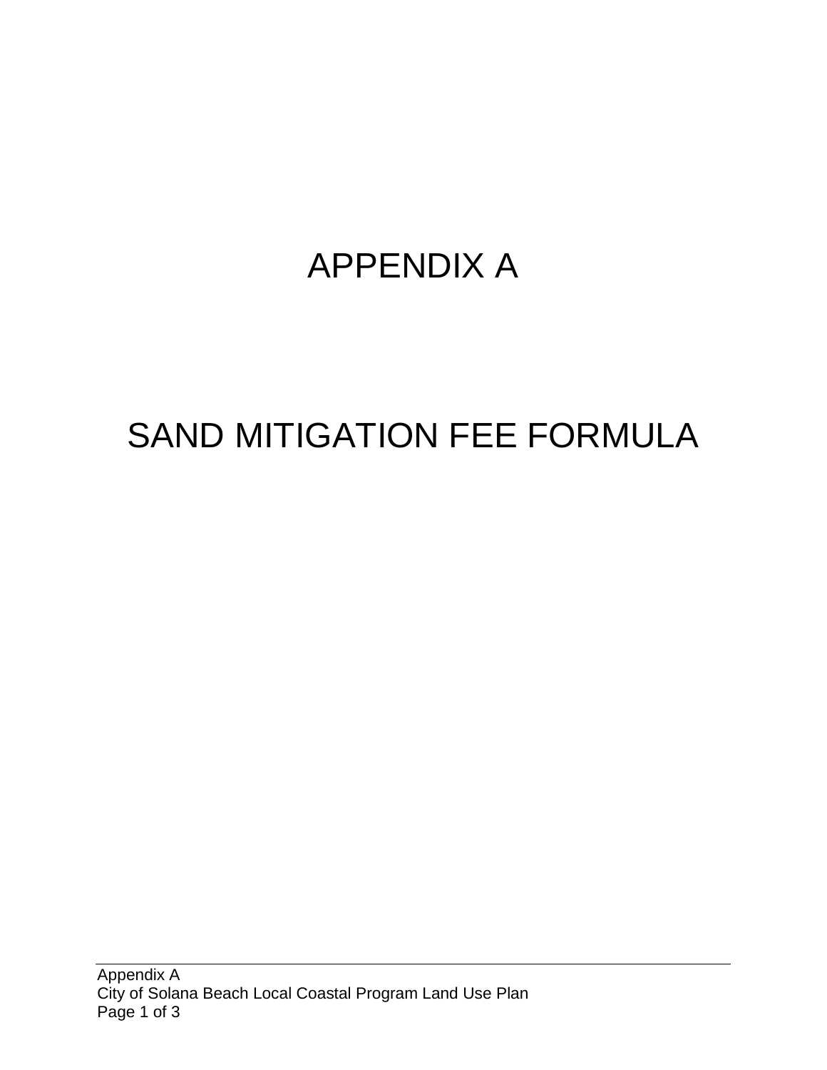# APPENDIX A

# SAND MITIGATION FEE FORMULA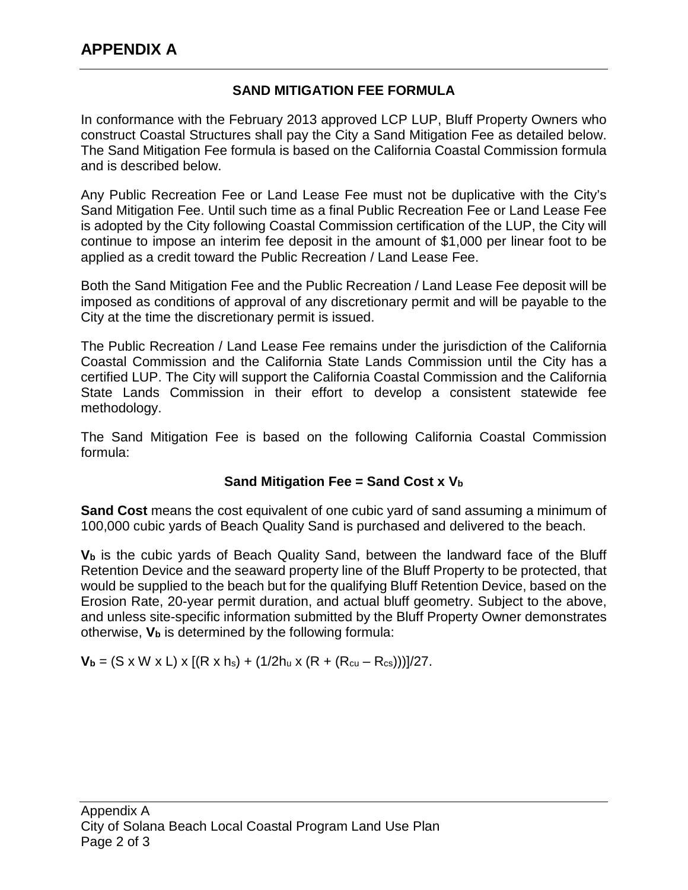# APPENDIX A

### SAND MITIGATION FEE FORMULA

In conformance with the February 2013 approved LCP LUP, Bluff Property Owners who construct Coastal Structures shall pay the City a Sand Mitigation Fee as detailed below. The Sand Mitigation Fee formula is based on the California Coastal Commission formula and is described below.

Any Public Recreation Fee or Land Lease Fee must not be duplicative with the City's Sand Mitigation Fee. Until such time as a final Public Recreation Fee or Land Lease Fee is adopted by the City following Coastal Commission certification of the LUP, the City will continue to impose an interim fee deposit in the amount of $1,000 per linear foot to be applied as a credit toward the Public Recreation / Land Lease Fee.

Both the Sand Mitigation Fee and the Public Recreation / Land Lease Fee deposit will be imposed as conditions of approval of any discretionary permit and will be payable to the City at the time the discretionary permit is issued.

The Public Recreation / Land Lease Fee remains under the jurisdiction of the California Coastal Commission and the California State Lands Commission until the City has a certified LUP. The City will support the California Coastal Commission and the California State Lands Commission in their effort to develop a consistent statewide fee methodology.

The Sand Mitigation Fee is based on the following California Coastal Commission formula:

**Sand Mitigation Fee = Sand Cost x $V_b$**

**Sand Cost** means the cost equivalent of one cubic yard of sand assuming a minimum of 100,000 cubic yards of Beach Quality Sand is purchased and delivered to the beach.

**$V_b$** is the cubic yards of Beach Quality Sand, between the landward face of the Bluff Retention Device and the seaward property line of the Bluff Property to be protected, that would be supplied to the beach but for the qualifying Bluff Retention Device, based on the Erosion Rate, 20-year permit duration, and actual bluff geometry. Subject to the above, and unless site-specific information submitted by the Bluff Property Owner demonstrates otherwise, **$V_b$** is determined by the following formula:

$V_b = (S \times W \times L) \times [(R \times h_s) + (1/2h_u \times (R + (R_{cu} – R_{cs})))]/27.$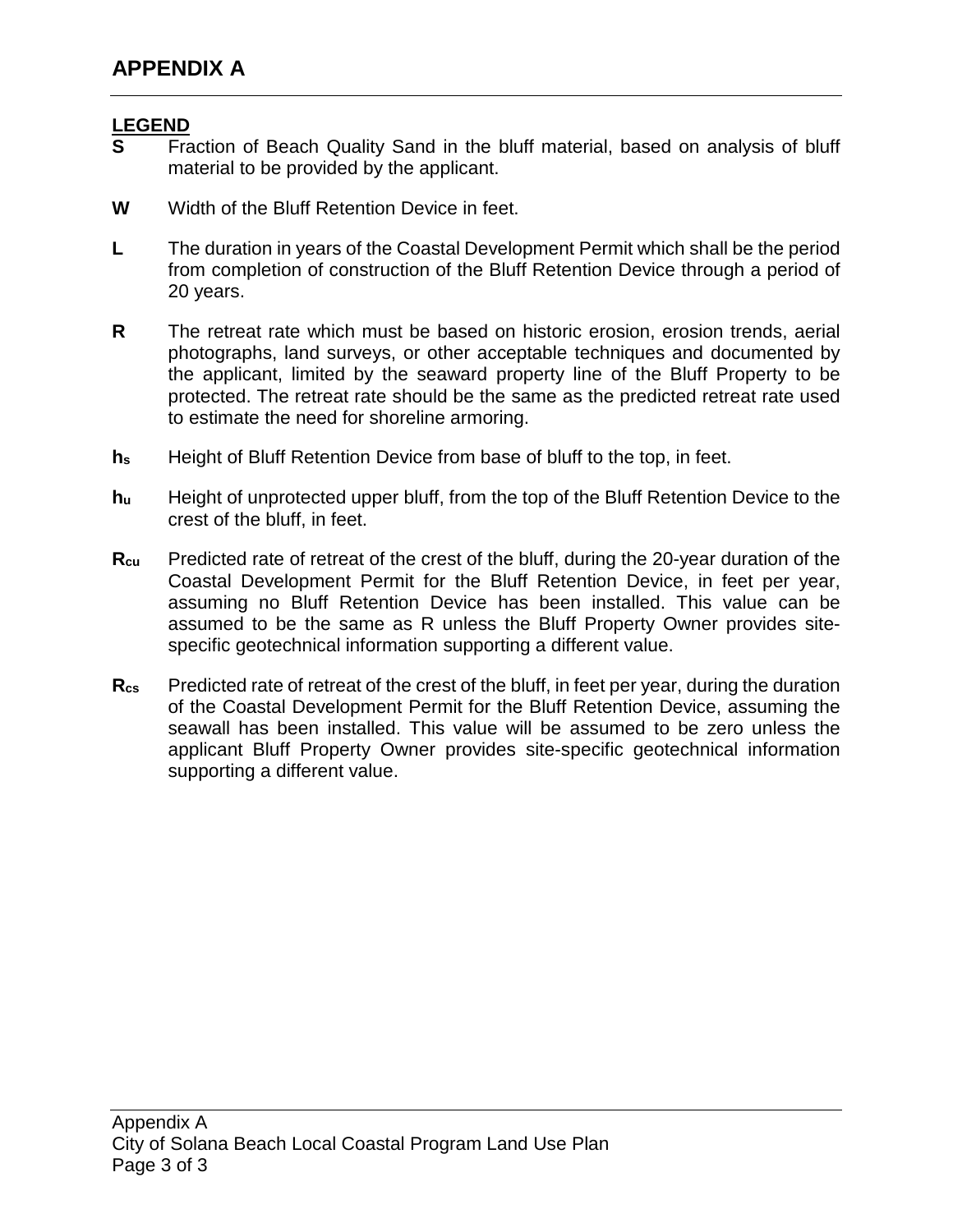# APPENDIX A

**LEGEND**

**S** Fraction of Beach Quality Sand in the bluff material, based on analysis of bluff material to be provided by the applicant.

**W** Width of the Bluff Retention Device in feet.

**L** The duration in years of the Coastal Development Permit which shall be the period from completion of construction of the Bluff Retention Device through a period of 20 years.

**R** The retreat rate which must be based on historic erosion, erosion trends, aerial photographs, land surveys, or other acceptable techniques and documented by the applicant, limited by the seaward property line of the Bluff Property to be protected. The retreat rate should be the same as the predicted retreat rate used to estimate the need for shoreline armoring.

**$h_s$** Height of Bluff Retention Device from base of bluff to the top, in feet.

**$h_u$** Height of unprotected upper bluff, from the top of the Bluff Retention Device to the crest of the bluff, in feet.

**$R_{cu}$** Predicted rate of retreat of the crest of the bluff, during the 20-year duration of the Coastal Development Permit for the Bluff Retention Device, in feet per year, assuming no Bluff Retention Device has been installed. This value can be assumed to be the same as R unless the Bluff Property Owner provides site-specific geotechnical information supporting a different value.

**$R_{cs}$** Predicted rate of retreat of the crest of the bluff, in feet per year, during the duration of the Coastal Development Permit for the Bluff Retention Device, assuming the seawall has been installed. This value will be assumed to be zero unless the applicant Bluff Property Owner provides site-specific geotechnical information supporting a different value.